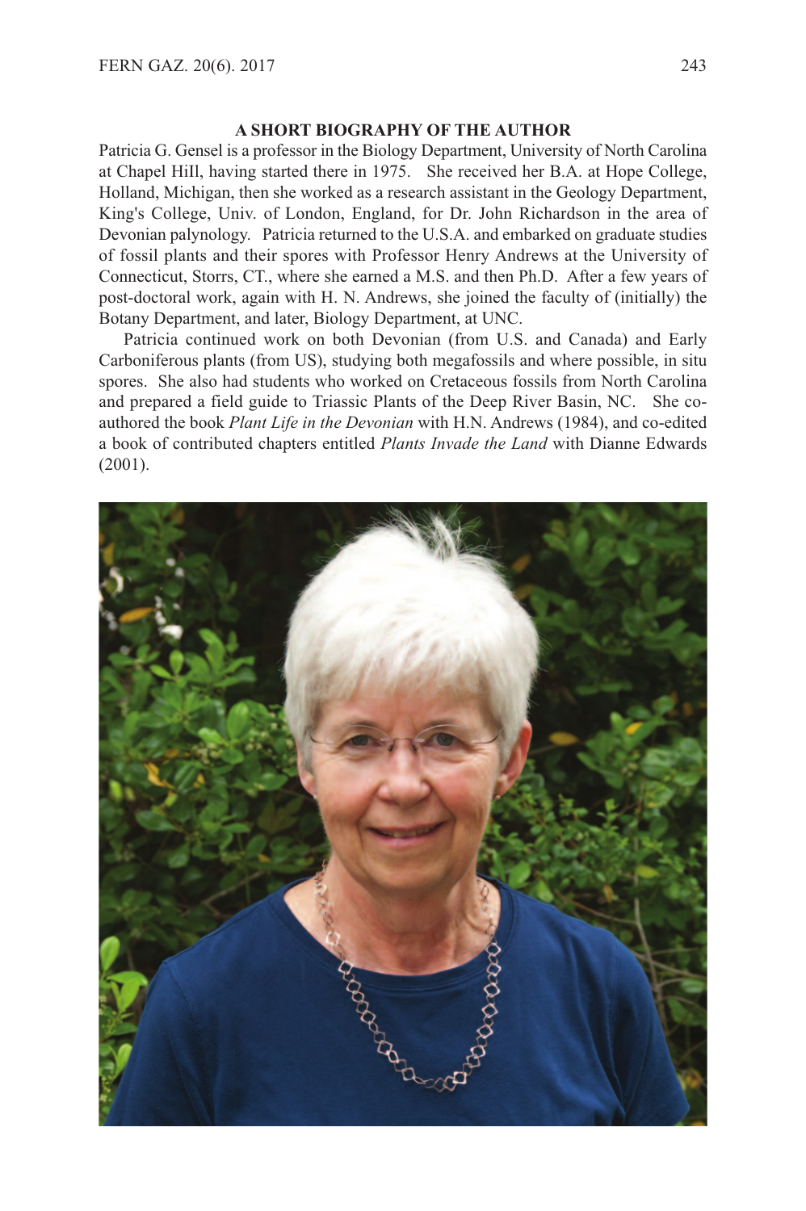## A SHORT BIOGRAPHY OF THE AUTHOR

Patricia G. Gensel is a professor in the Biology Department, University of North Carolina at Chapel Hill, having started there in 1975. She received her B.A. at Hope College, Holland, Michigan, then she worked as a research assistant in the Geology Department, King's College, Univ. of London, England, for Dr. John Richardson in the area of Devonian palynology. Patricia returned to the U.S.A. and embarked on graduate studies of fossil plants and their spores with Professor Henry Andrews at the University of Connecticut, Storrs, CT., where she earned a M.S. and then Ph.D. After a few years of post-doctoral work, again with H. N. Andrews, she joined the faculty of (initially) the Botany Department, and later, Biology Department, at UNC.

Patricia continued work on both Devonian (from U.S. and Canada) and Early Carboniferous plants (from US), studying both megafossils and where possible, in situ spores. She also had students who worked on Cretaceous fossils from North Carolina and prepared a field guide to Triassic Plants of the Deep River Basin, NC. She co-authored the book *Plant Life in the Devonian* with H.N. Andrews (1984), and co-edited a book of contributed chapters entitled *Plants Invade the Land* with Dianne Edwards (2001).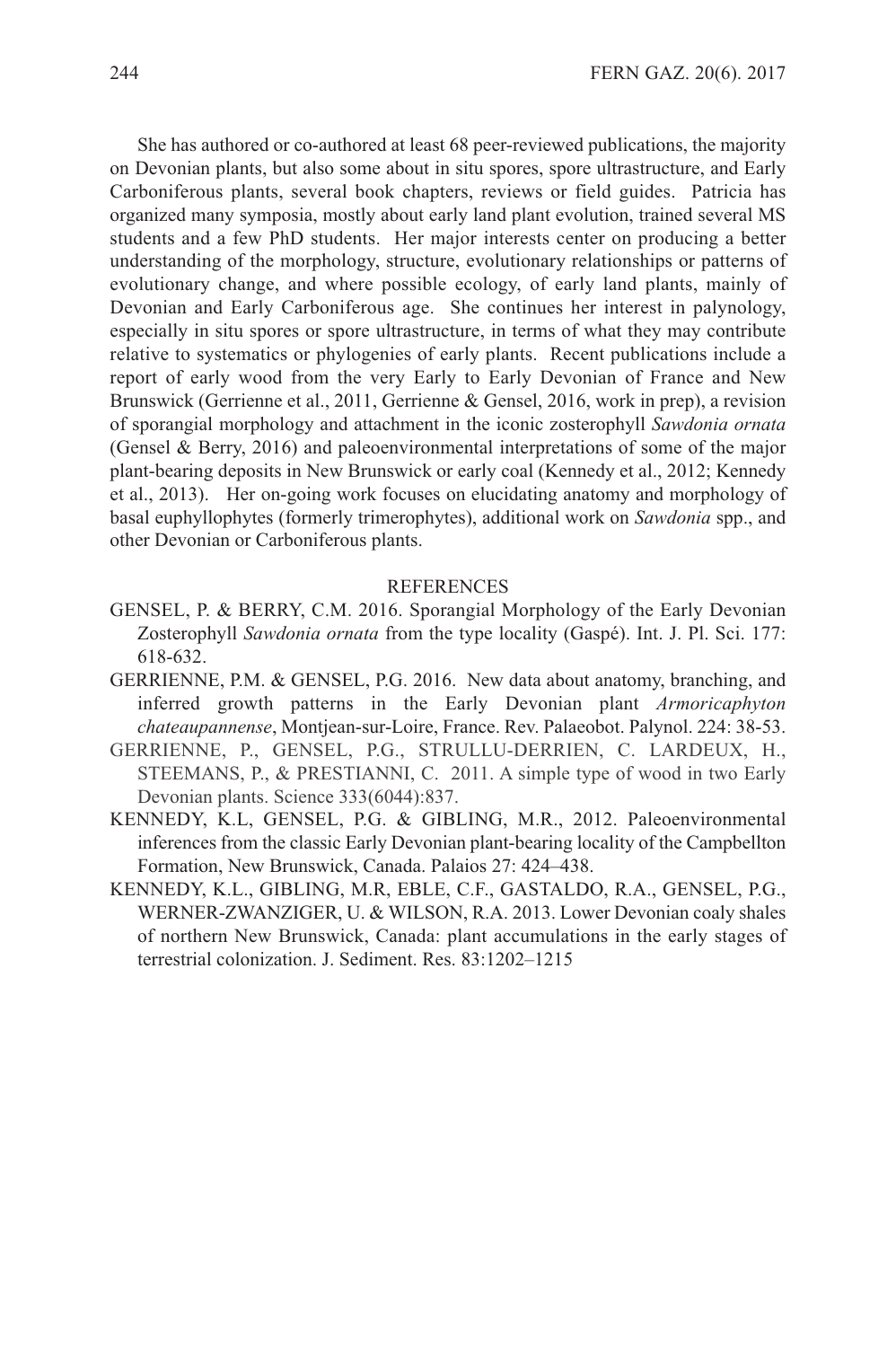She has authored or co-authored at least 68 peer-reviewed publications, the majority on Devonian plants, but also some about in situ spores, spore ultrastructure, and Early Carboniferous plants, several book chapters, reviews or field guides. Patricia has organized many symposia, mostly about early land plant evolution, trained several MS students and a few PhD students. Her major interests center on producing a better understanding of the morphology, structure, evolutionary relationships or patterns of evolutionary change, and where possible ecology, of early land plants, mainly of Devonian and Early Carboniferous age. She continues her interest in palynology, especially in situ spores or spore ultrastructure, in terms of what they may contribute relative to systematics or phylogenies of early plants. Recent publications include a report of early wood from the very Early to Early Devonian of France and New Brunswick (Gerrienne et al., 2011, Gerrienne & Gensel, 2016, work in prep), a revision of sporangial morphology and attachment in the iconic zosterophyll *Sawdonia ornata* (Gensel & Berry, 2016) and paleoenvironmental interpretations of some of the major plant-bearing deposits in New Brunswick or early coal (Kennedy et al., 2012; Kennedy et al., 2013). Her on-going work focuses on elucidating anatomy and morphology of basal euphyllophytes (formerly trimerophytes), additional work on *Sawdonia* spp., and other Devonian or Carboniferous plants.

## REFERENCES

GENSEL, P. & BERRY, C.M. 2016. Sporangial Morphology of the Early Devonian Zosterophyll *Sawdonia ornata* from the type locality (Gaspé). Int. J. Pl. Sci. 177: 618-632.

GERRIENNE, P.M. & GENSEL, P.G. 2016. New data about anatomy, branching, and inferred growth patterns in the Early Devonian plant *Armoricaphyton chateaupannense*, Montjean-sur-Loire, France. Rev. Palaeobot. Palynol. 224: 38-53.

GERRIENNE, P., GENSEL, P.G., STRULLU-DERRIEN, C. LARDEUX, H., STEEMANS, P., & PRESTIANNI, C. 2011. A simple type of wood in two Early Devonian plants. Science 333(6044):837.

KENNEDY, K.L, GENSEL, P.G. & GIBLING, M.R., 2012. Paleoenvironmental inferences from the classic Early Devonian plant-bearing locality of the Campbellton Formation, New Brunswick, Canada. Palaios 27: 424–438.

KENNEDY, K.L., GIBLING, M.R, EBLE, C.F., GASTALDO, R.A., GENSEL, P.G., WERNER-ZWANZIGER, U. & WILSON, R.A. 2013. Lower Devonian coaly shales of northern New Brunswick, Canada: plant accumulations in the early stages of terrestrial colonization. J. Sediment. Res. 83:1202–1215